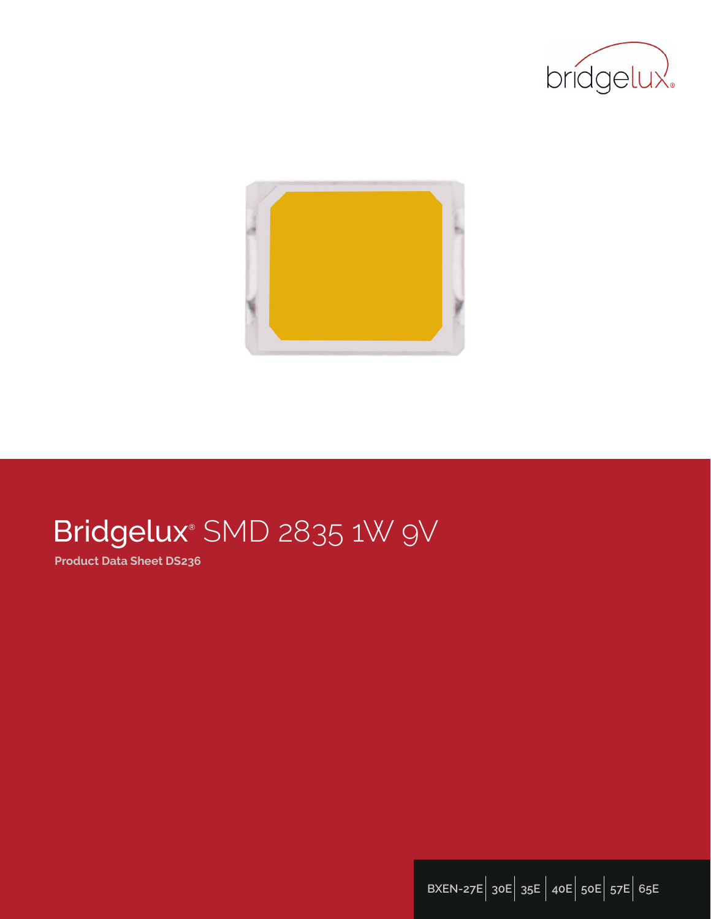bridgelux

# Bridgelux® SMD 2835 1W 9V

**Product Data Sheet DS236**

BXEN-27E | 30E | 35E | 40E | 50E | 57E | 65E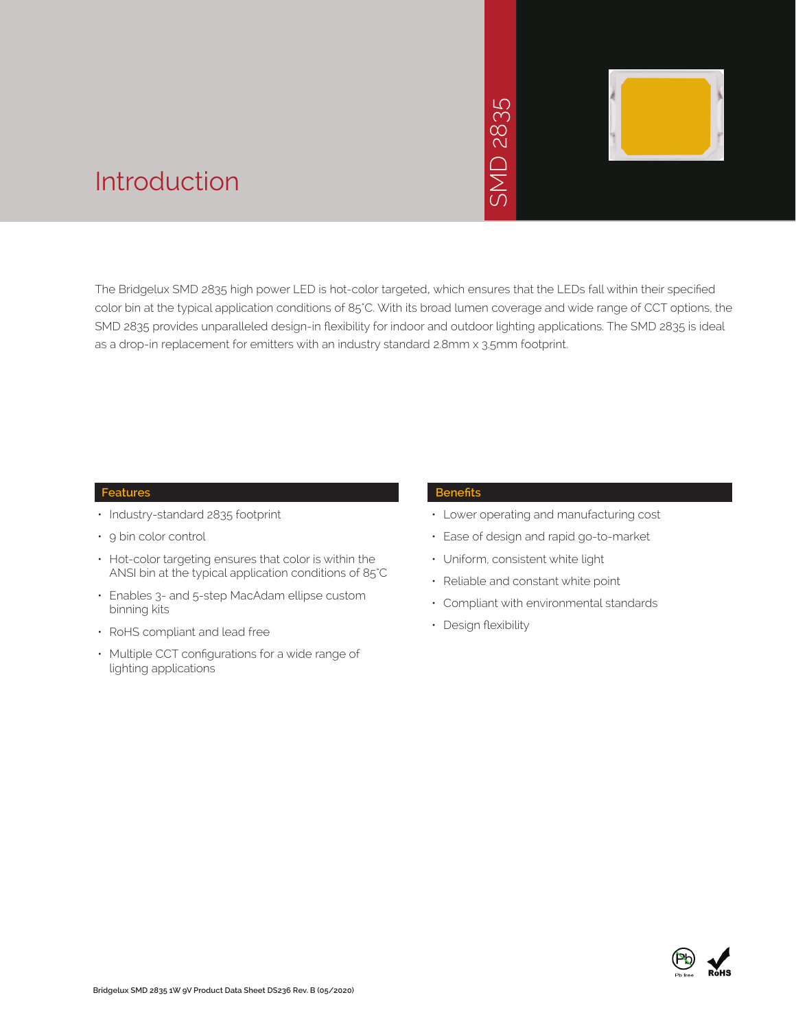# Introduction

SMD 2835

The Bridgelux SMD 2835 high power LED is hot-color targeted, which ensures that the LEDs fall within their specified color bin at the typical application conditions of 85°C. With its broad lumen coverage and wide range of CCT options, the SMD 2835 provides unparalleled design-in flexibility for indoor and outdoor lighting applications. The SMD 2835 is ideal as a drop-in replacement for emitters with an industry standard 2.8mm x 3.5mm footprint.

## Features

- Industry-standard 2835 footprint
- 9 bin color control
- Hot-color targeting ensures that color is within the ANSI bin at the typical application conditions of 85°C
- Enables 3- and 5-step MacAdam ellipse custom binning kits
- RoHS compliant and lead free
- Multiple CCT configurations for a wide range of lighting applications

## Benefits

- Lower operating and manufacturing cost
- Ease of design and rapid go-to-market
- Uniform, consistent white light
- Reliable and constant white point
- Compliant with environmental standards
- Design flexibility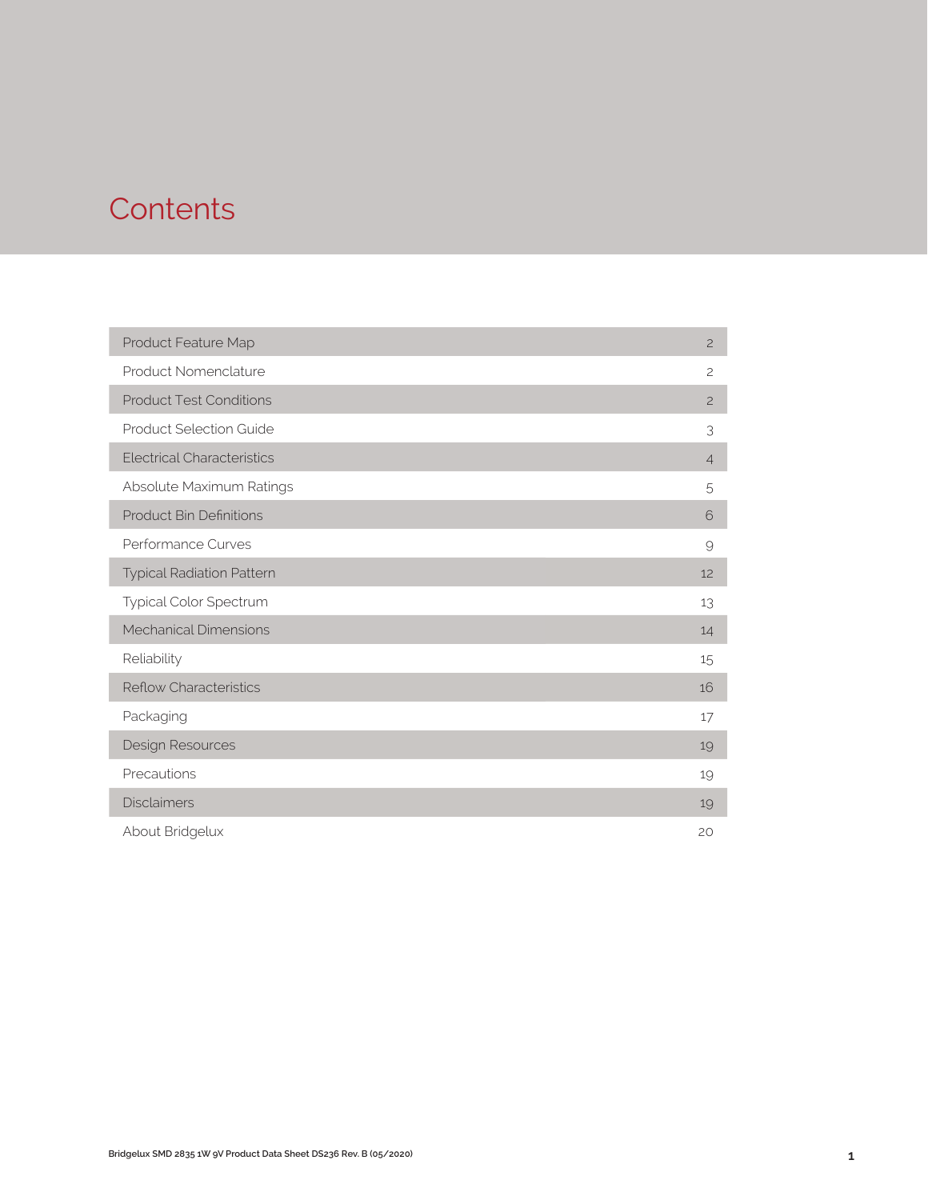# Contents

| | |
|---|---|
| Product Feature Map | 2 |
| Product Nomenclature | 2 |
| Product Test Conditions | 2 |
| Product Selection Guide | 3 |
| Electrical Characteristics | 4 |
| Absolute Maximum Ratings | 5 |
| Product Bin Definitions | 6 |
| Performance Curves | 9 |
| Typical Radiation Pattern | 12 |
| Typical Color Spectrum | 13 |
| Mechanical Dimensions | 14 |
| Reliability | 15 |
| Reflow Characteristics | 16 |
| Packaging | 17 |
| Design Resources | 19 |
| Precautions | 19 |
| Disclaimers | 19 |
| About Bridgelux | 20 |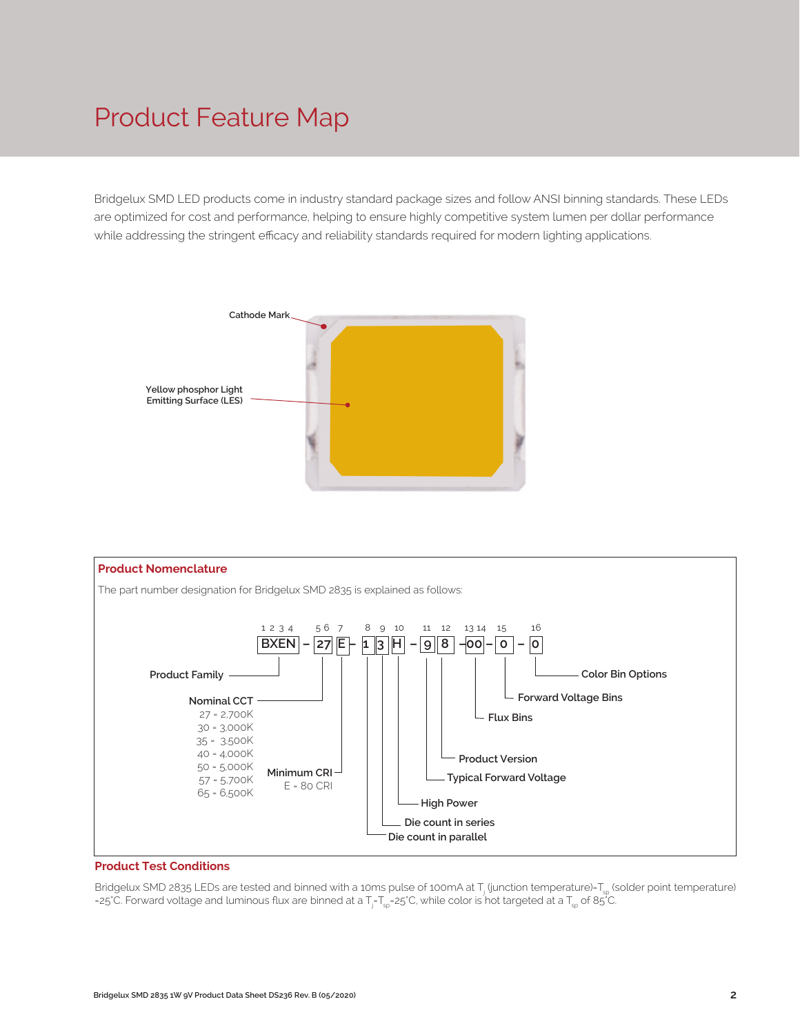# Product Feature Map

Bridgelux SMD LED products come in industry standard package sizes and follow ANSI binning standards. These LEDs are optimized for cost and performance, helping to ensure highly competitive system lumen per dollar performance while addressing the stringent efficacy and reliability standards required for modern lighting applications.

Cathode Mark

Yellow phosphor Light Emitting Surface (LES)

## Product Nomenclature

The part number designation for Bridgelux SMD 2835 is explained as follows:

```
1 2 3 4   5 6  7    8  9  10    11  12   13 14   15    16
 BXEN   -  27   E -  1  3  H  -  9   8  -  00  -  0  -  0
```

| Positions | Code | Description |
| --- | --- | --- |
| 1–4 | BXEN | Product Family |
| 5–6 | 27 | Nominal CCT: 27 = 2,700K; 30 = 3,000K; 35 = 3,500K; 40 = 4,000K; 50 = 5,000K; 57 = 5,700K; 65 = 6,500K |
| 7 | E | Minimum CRI: E = 80 CRI |
| 8 | 1 | Die count in parallel |
| 9 | 3 | Die count in series |
| 10 | H | High Power |
| 11 | 9 | Typical Forward Voltage |
| 12 | 8 | Product Version |
| 13–14 | 00 | Flux Bins |
| 15 | 0 | Forward Voltage Bins |
| 16 | 0 | Color Bin Options |

## Product Test Conditions

Bridgelux SMD 2835 LEDs are tested and binned with a 10ms pulse of 100mA at $T_j$ (junction temperature)=$T_{sp}$ (solder point temperature) =25°C. Forward voltage and luminous flux are binned at a $T_j$=$T_{sp}$=25°C, while color is hot targeted at a $T_{sp}$ of 85°C.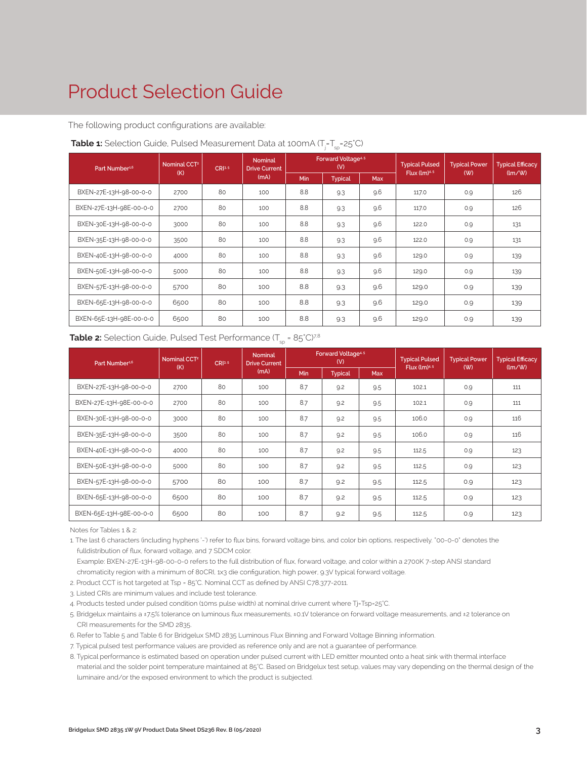# Product Selection Guide

The following product configurations are available:

**Table 1:** Selection Guide, Pulsed Measurement Data at 100mA ($T_j$=$T_{sp}$=25°C)

| Part Number[1,6] | Nominal CCT[2] (K) | CRI[3,5] | Nominal Drive Current (mA) | Forward Voltage[4,5] (V) | | | Typical Pulsed Flux (lm)[4,5] | Typical Power (W) | Typical Efficacy (lm/W) |
|---|---|---|---|---|---|---|---|---|---|
| | | | | Min | Typical | Max | | | |
| BXEN-27E-13H-98-00-0-0 | 2700 | 80 | 100 | 8.8 | 9.3 | 9.6 | 117.0 | 0.9 | 126 |
| BXEN-27E-13H-98E-00-0-0 | 2700 | 80 | 100 | 8.8 | 9.3 | 9.6 | 117.0 | 0.9 | 126 |
| BXEN-30E-13H-98-00-0-0 | 3000 | 80 | 100 | 8.8 | 9.3 | 9.6 | 122.0 | 0.9 | 131 |
| BXEN-35E-13H-98-00-0-0 | 3500 | 80 | 100 | 8.8 | 9.3 | 9.6 | 122.0 | 0.9 | 131 |
| BXEN-40E-13H-98-00-0-0 | 4000 | 80 | 100 | 8.8 | 9.3 | 9.6 | 129.0 | 0.9 | 139 |
| BXEN-50E-13H-98-00-0-0 | 5000 | 80 | 100 | 8.8 | 9.3 | 9.6 | 129.0 | 0.9 | 139 |
| BXEN-57E-13H-98-00-0-0 | 5700 | 80 | 100 | 8.8 | 9.3 | 9.6 | 129.0 | 0.9 | 139 |
| BXEN-65E-13H-98-00-0-0 | 6500 | 80 | 100 | 8.8 | 9.3 | 9.6 | 129.0 | 0.9 | 139 |
| BXEN-65E-13H-98E-00-0-0 | 6500 | 80 | 100 | 8.8 | 9.3 | 9.6 | 129.0 | 0.9 | 139 |

**Table 2:** Selection Guide, Pulsed Test Performance ($T_{sp}$ = 85°C)[7,8]

| Part Number[1,6] | Nominal CCT[2] (K) | CRI[3,5] | Nominal Drive Current (mA) | Forward Voltage[4,5] (V) | | | Typical Pulsed Flux (lm)[4,5] | Typical Power (W) | Typical Efficacy (lm/W) |
|---|---|---|---|---|---|---|---|---|---|
| | | | | Min | Typical | Max | | | |
| BXEN-27E-13H-98-00-0-0 | 2700 | 80 | 100 | 8.7 | 9.2 | 9.5 | 102.1 | 0.9 | 111 |
| BXEN-27E-13H-98E-00-0-0 | 2700 | 80 | 100 | 8.7 | 9.2 | 9.5 | 102.1 | 0.9 | 111 |
| BXEN-30E-13H-98-00-0-0 | 3000 | 80 | 100 | 8.7 | 9.2 | 9.5 | 106.0 | 0.9 | 116 |
| BXEN-35E-13H-98-00-0-0 | 3500 | 80 | 100 | 8.7 | 9.2 | 9.5 | 106.0 | 0.9 | 116 |
| BXEN-40E-13H-98-00-0-0 | 4000 | 80 | 100 | 8.7 | 9.2 | 9.5 | 112.5 | 0.9 | 123 |
| BXEN-50E-13H-98-00-0-0 | 5000 | 80 | 100 | 8.7 | 9.2 | 9.5 | 112.5 | 0.9 | 123 |
| BXEN-57E-13H-98-00-0-0 | 5700 | 80 | 100 | 8.7 | 9.2 | 9.5 | 112.5 | 0.9 | 123 |
| BXEN-65E-13H-98-00-0-0 | 6500 | 80 | 100 | 8.7 | 9.2 | 9.5 | 112.5 | 0.9 | 123 |
| BXEN-65E-13H-98E-00-0-0 | 6500 | 80 | 100 | 8.7 | 9.2 | 9.5 | 112.5 | 0.9 | 123 |

Notes for Tables 1 & 2:

1. The last 6 characters (including hyphens '-') refer to flux bins, forward voltage bins, and color bin options, respectively. "00-0-0" denotes the fulldistribution of flux, forward voltage, and 7 SDCM color.
   Example: BXEN-27E-13H-98-00-0-0 refers to the full distribution of flux, forward voltage, and color within a 2700K 7-step ANSI standard chromaticity region with a minimum of 80CRI, 1x3 die configuration, high power, 9.3V typical forward voltage.
2. Product CCT is hot targeted at Tsp = 85°C. Nominal CCT as defined by ANSI C78.377-2011.
3. Listed CRIs are minimum values and include test tolerance.
4. Products tested under pulsed condition (10ms pulse width) at nominal drive current where Tj=Tsp=25°C.
5. Bridgelux maintains a ±7.5% tolerance on luminous flux measurements, ±0.1V tolerance on forward voltage measurements, and ±2 tolerance on CRI measurements for the SMD 2835.
6. Refer to Table 5 and Table 6 for Bridgelux SMD 2835 Luminous Flux Binning and Forward Voltage Binning information.
7. Typical pulsed test performance values are provided as reference only and are not a guarantee of performance.
8. Typical performance is estimated based on operation under pulsed current with LED emitter mounted onto a heat sink with thermal interface material and the solder point temperature maintained at 85°C. Based on Bridgelux test setup, values may vary depending on the thermal design of the luminaire and/or the exposed environment to which the product is subjected.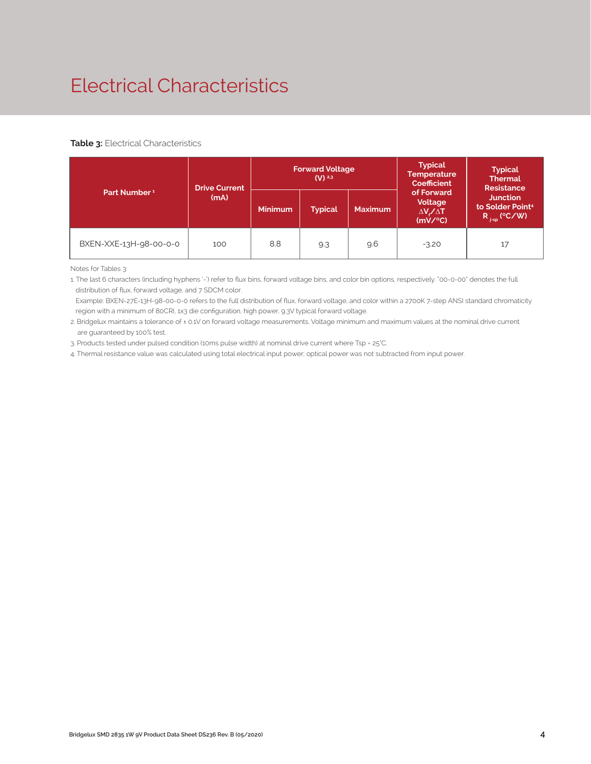# Electrical Characteristics

**Table 3:** Electrical Characteristics

| Part Number [1] | Drive Current (mA) | Forward Voltage (V) [2,3] | | | Typical Temperature Coefficient of Forward Voltage $\Delta V_f/\Delta T$ (mV/°C) | Typical Thermal Resistance Junction to Solder Point[4] $R_{j-sp}$ (°C/W) |
|---|---|---|---|---|---|---|
| | | Minimum | Typical | Maximum | | |
| BXEN-XXE-13H-98-00-0-0 | 100 | 8.8 | 9.3 | 9.6 | -3.20 | 17 |

Notes for Tables 3:

1. The last 6 characters (including hyphens '-') refer to flux bins, forward voltage bins, and color bin options, respectively. "00-0-00" denotes the full distribution of flux, forward voltage, and 7 SDCM color.
   Example: BXEN-27E-13H-98-00-0-0 refers to the full distribution of flux, forward voltage, and color within a 2700K 7-step ANSI standard chromaticity region with a minimum of 80CRI, 1x3 die configuration, high power, 9.3V typical forward voltage.
2. Bridgelux maintains a tolerance of ± 0.1V on forward voltage measurements. Voltage minimum and maximum values at the nominal drive current are guaranteed by 100% test.
3. Products tested under pulsed condition (10ms pulse width) at nominal drive current where Tsp = 25°C.
4. Thermal resistance value was calculated using total electrical input power; optical power was not subtracted from input power.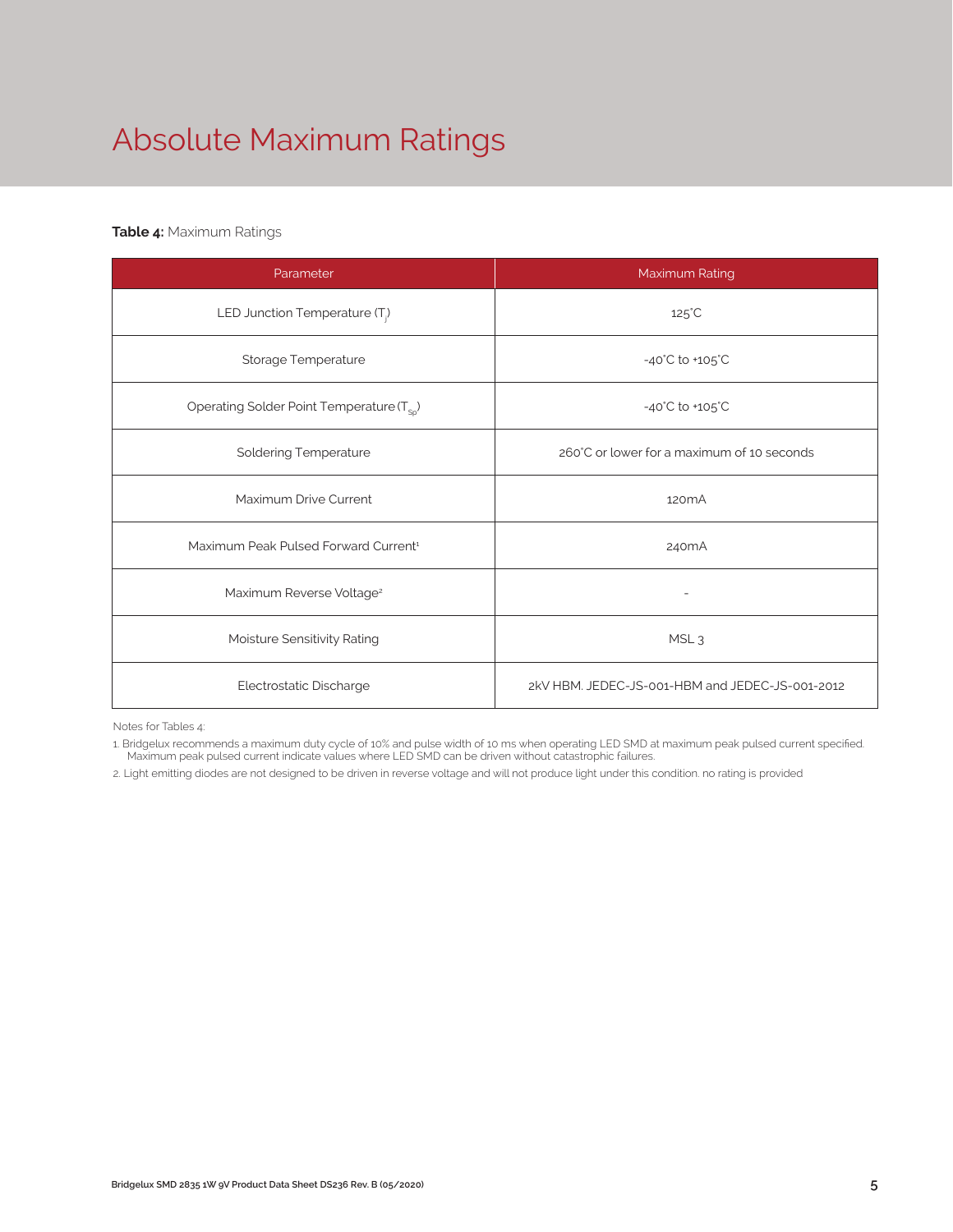# Absolute Maximum Ratings

**Table 4:** Maximum Ratings

| Parameter | Maximum Rating |
| --- | --- |
| LED Junction Temperature ($T_j$) | 125°C |
| Storage Temperature | -40°C to +105°C |
| Operating Solder Point Temperature ($T_{Sp}$) | -40°C to +105°C |
| Soldering Temperature | 260°C or lower for a maximum of 10 seconds |
| Maximum Drive Current | 120mA |
| Maximum Peak Pulsed Forward Current[1] | 240mA |
| Maximum Reverse Voltage[2] | - |
| Moisture Sensitivity Rating | MSL 3 |
| Electrostatic Discharge | 2kV HBM. JEDEC-JS-001-HBM and JEDEC-JS-001-2012 |

Notes for Tables 4:

1. Bridgelux recommends a maximum duty cycle of 10% and pulse width of 10 ms when operating LED SMD at maximum peak pulsed current specified. Maximum peak pulsed current indicate values where LED SMD can be driven without catastrophic failures.
2. Light emitting diodes are not designed to be driven in reverse voltage and will not produce light under this condition. no rating is provided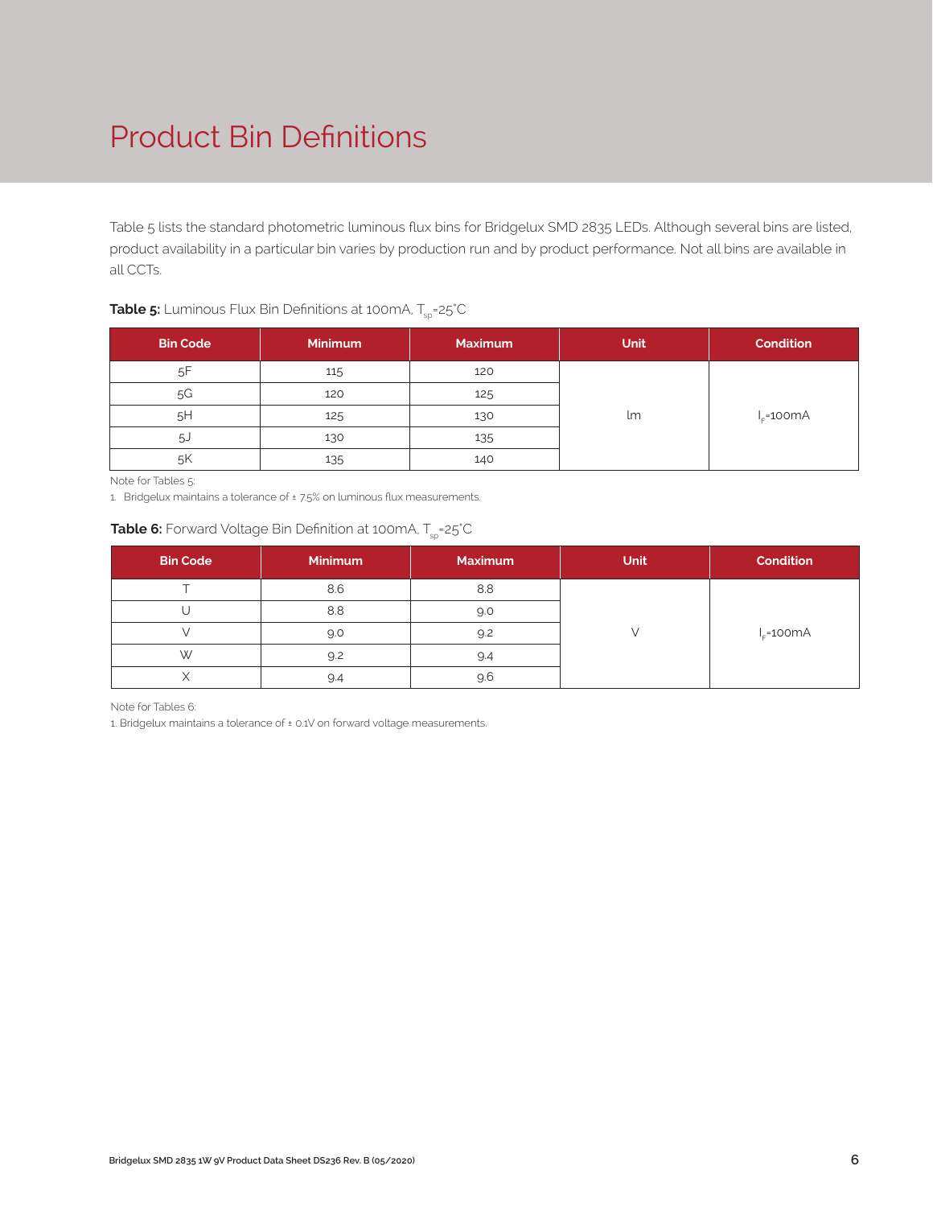# Product Bin Definitions

Table 5 lists the standard photometric luminous flux bins for Bridgelux SMD 2835 LEDs. Although several bins are listed, product availability in a particular bin varies by production run and by product performance. Not all bins are available in all CCTs.

**Table 5:** Luminous Flux Bin Definitions at 100mA, $T_{sp}$=25°C

| Bin Code | Minimum | Maximum | Unit | Condition |
|---|---|---|---|---|
| 5F | 115 | 120 | lm | $I_F$=100mA |
| 5G | 120 | 125 | | |
| 5H | 125 | 130 | | |
| 5J | 130 | 135 | | |
| 5K | 135 | 140 | | |

Note for Tables 5:

1. Bridgelux maintains a tolerance of ± 7.5% on luminous flux measurements.

**Table 6:** Forward Voltage Bin Definition at 100mA, $T_{sp}$=25°C

| Bin Code | Minimum | Maximum | Unit | Condition |
|---|---|---|---|---|
| T | 8.6 | 8.8 | V | $I_F$=100mA |
| U | 8.8 | 9.0 | | |
| V | 9.0 | 9.2 | | |
| W | 9.2 | 9.4 | | |
| X | 9.4 | 9.6 | | |

Note for Tables 6:

1. Bridgelux maintains a tolerance of ± 0.1V on forward voltage measurements.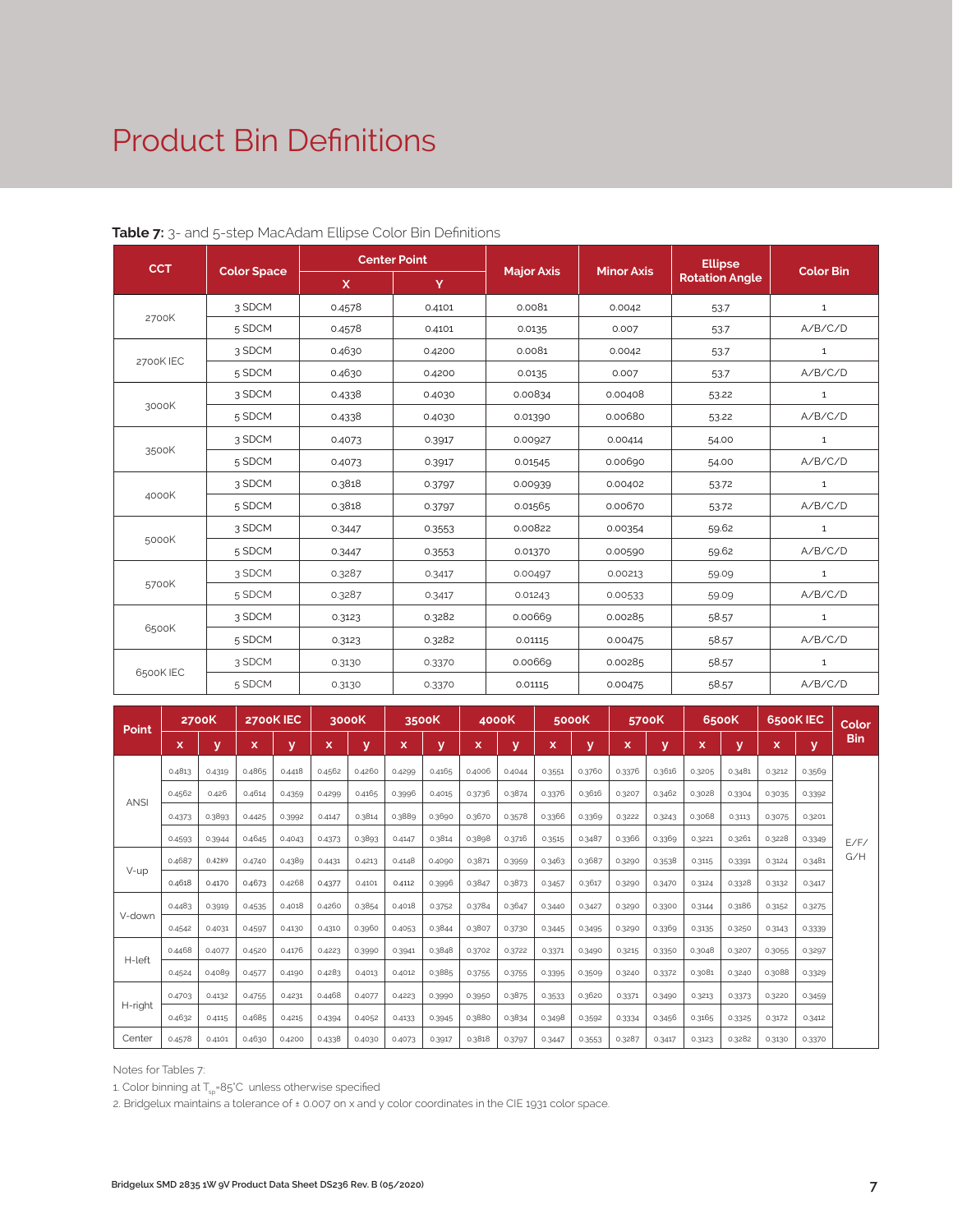# Product Bin Definitions

**Table 7:** 3- and 5-step MacAdam Ellipse Color Bin Definitions

| CCT | Color Space | Center Point | | Major Axis | Minor Axis | Ellipse Rotation Angle | Color Bin |
|---|---|---|---|---|---|---|---|
| | | X | Y | | | | |
| 2700K | 3 SDCM | 0.4578 | 0.4101 | 0.0081 | 0.0042 | 53.7 | 1 |
| | 5 SDCM | 0.4578 | 0.4101 | 0.0135 | 0.007 | 53.7 | A/B/C/D |
| 2700K IEC | 3 SDCM | 0.4630 | 0.4200 | 0.0081 | 0.0042 | 53.7 | 1 |
| | 5 SDCM | 0.4630 | 0.4200 | 0.0135 | 0.007 | 53.7 | A/B/C/D |
| 3000K | 3 SDCM | 0.4338 | 0.4030 | 0.00834 | 0.00408 | 53.22 | 1 |
| | 5 SDCM | 0.4338 | 0.4030 | 0.01390 | 0.00680 | 53.22 | A/B/C/D |
| 3500K | 3 SDCM | 0.4073 | 0.3917 | 0.00927 | 0.00414 | 54.00 | 1 |
| | 5 SDCM | 0.4073 | 0.3917 | 0.01545 | 0.00690 | 54.00 | A/B/C/D |
| 4000K | 3 SDCM | 0.3818 | 0.3797 | 0.00939 | 0.00402 | 53.72 | 1 |
| | 5 SDCM | 0.3818 | 0.3797 | 0.01565 | 0.00670 | 53.72 | A/B/C/D |
| 5000K | 3 SDCM | 0.3447 | 0.3553 | 0.00822 | 0.00354 | 59.62 | 1 |
| | 5 SDCM | 0.3447 | 0.3553 | 0.01370 | 0.00590 | 59.62 | A/B/C/D |
| 5700K | 3 SDCM | 0.3287 | 0.3417 | 0.00497 | 0.00213 | 59.09 | 1 |
| | 5 SDCM | 0.3287 | 0.3417 | 0.01243 | 0.00533 | 59.09 | A/B/C/D |
| 6500K | 3 SDCM | 0.3123 | 0.3282 | 0.00669 | 0.00285 | 58.57 | 1 |
| | 5 SDCM | 0.3123 | 0.3282 | 0.01115 | 0.00475 | 58.57 | A/B/C/D |
| 6500K IEC | 3 SDCM | 0.3130 | 0.3370 | 0.00669 | 0.00285 | 58.57 | 1 |
| | 5 SDCM | 0.3130 | 0.3370 | 0.01115 | 0.00475 | 58.57 | A/B/C/D |

| Point | 2700K | | 2700K IEC | | 3000K | | 3500K | | 4000K | | 5000K | | 5700K | | 6500K | | 6500K IEC | | Color Bin |
|---|---|---|---|---|---|---|---|---|---|---|---|---|---|---|---|---|---|---|---|
| | x | y | x | y | x | y | x | y | x | y | x | y | x | y | x | y | x | y | |
| ANSI | 0.4813 | 0.4319 | 0.4865 | 0.4418 | 0.4562 | 0.4260 | 0.4299 | 0.4165 | 0.4006 | 0.4044 | 0.3551 | 0.3760 | 0.3376 | 0.3616 | 0.3205 | 0.3481 | 0.3212 | 0.3569 | E/F/G/H |
| | 0.4562 | 0.426 | 0.4614 | 0.4359 | 0.4299 | 0.4165 | 0.3996 | 0.4015 | 0.3736 | 0.3874 | 0.3376 | 0.3616 | 0.3207 | 0.3462 | 0.3028 | 0.3304 | 0.3035 | 0.3392 | |
| | 0.4373 | 0.3893 | 0.4425 | 0.3992 | 0.4147 | 0.3814 | 0.3889 | 0.3690 | 0.3670 | 0.3578 | 0.3366 | 0.3369 | 0.3222 | 0.3243 | 0.3068 | 0.3113 | 0.3075 | 0.3201 | |
| | 0.4593 | 0.3944 | 0.4645 | 0.4043 | 0.4373 | 0.3893 | 0.4147 | 0.3814 | 0.3898 | 0.3716 | 0.3515 | 0.3487 | 0.3366 | 0.3369 | 0.3221 | 0.3261 | 0.3228 | 0.3349 | |
| V-up | 0.4687 | 0.4289 | 0.4740 | 0.4389 | 0.4431 | 0.4213 | 0.4148 | 0.4090 | 0.3871 | 0.3959 | 0.3463 | 0.3687 | 0.3290 | 0.3538 | 0.3115 | 0.3391 | 0.3124 | 0.3481 | |
| | 0.4618 | 0.4170 | 0.4673 | 0.4268 | 0.4377 | 0.4101 | 0.4112 | 0.3996 | 0.3847 | 0.3873 | 0.3457 | 0.3617 | 0.3290 | 0.3470 | 0.3124 | 0.3328 | 0.3132 | 0.3417 | |
| V-down | 0.4483 | 0.3919 | 0.4535 | 0.4018 | 0.4260 | 0.3854 | 0.4018 | 0.3752 | 0.3784 | 0.3647 | 0.3440 | 0.3427 | 0.3290 | 0.3300 | 0.3144 | 0.3186 | 0.3152 | 0.3275 | |
| | 0.4542 | 0.4031 | 0.4597 | 0.4130 | 0.4310 | 0.3960 | 0.4053 | 0.3844 | 0.3807 | 0.3730 | 0.3445 | 0.3495 | 0.3290 | 0.3369 | 0.3135 | 0.3250 | 0.3143 | 0.3339 | |
| H-left | 0.4468 | 0.4077 | 0.4520 | 0.4176 | 0.4223 | 0.3990 | 0.3941 | 0.3848 | 0.3702 | 0.3722 | 0.3371 | 0.3490 | 0.3215 | 0.3350 | 0.3048 | 0.3207 | 0.3055 | 0.3297 | |
| | 0.4524 | 0.4089 | 0.4577 | 0.4190 | 0.4283 | 0.4013 | 0.4012 | 0.3885 | 0.3755 | 0.3755 | 0.3395 | 0.3509 | 0.3240 | 0.3372 | 0.3081 | 0.3240 | 0.3088 | 0.3329 | |
| H-right | 0.4703 | 0.4132 | 0.4755 | 0.4231 | 0.4468 | 0.4077 | 0.4223 | 0.3990 | 0.3950 | 0.3875 | 0.3533 | 0.3620 | 0.3371 | 0.3490 | 0.3213 | 0.3373 | 0.3220 | 0.3459 | |
| | 0.4632 | 0.4115 | 0.4685 | 0.4215 | 0.4394 | 0.4052 | 0.4133 | 0.3945 | 0.3880 | 0.3834 | 0.3498 | 0.3592 | 0.3334 | 0.3456 | 0.3165 | 0.3325 | 0.3172 | 0.3412 | |
| Center | 0.4578 | 0.4101 | 0.4630 | 0.4200 | 0.4338 | 0.4030 | 0.4073 | 0.3917 | 0.3818 | 0.3797 | 0.3447 | 0.3553 | 0.3287 | 0.3417 | 0.3123 | 0.3282 | 0.3130 | 0.3370 | |

Notes for Tables 7:

1. Color binning at $T_{sp}$=85°C unless otherwise specified
2. Bridgelux maintains a tolerance of ± 0.007 on x and y color coordinates in the CIE 1931 color space.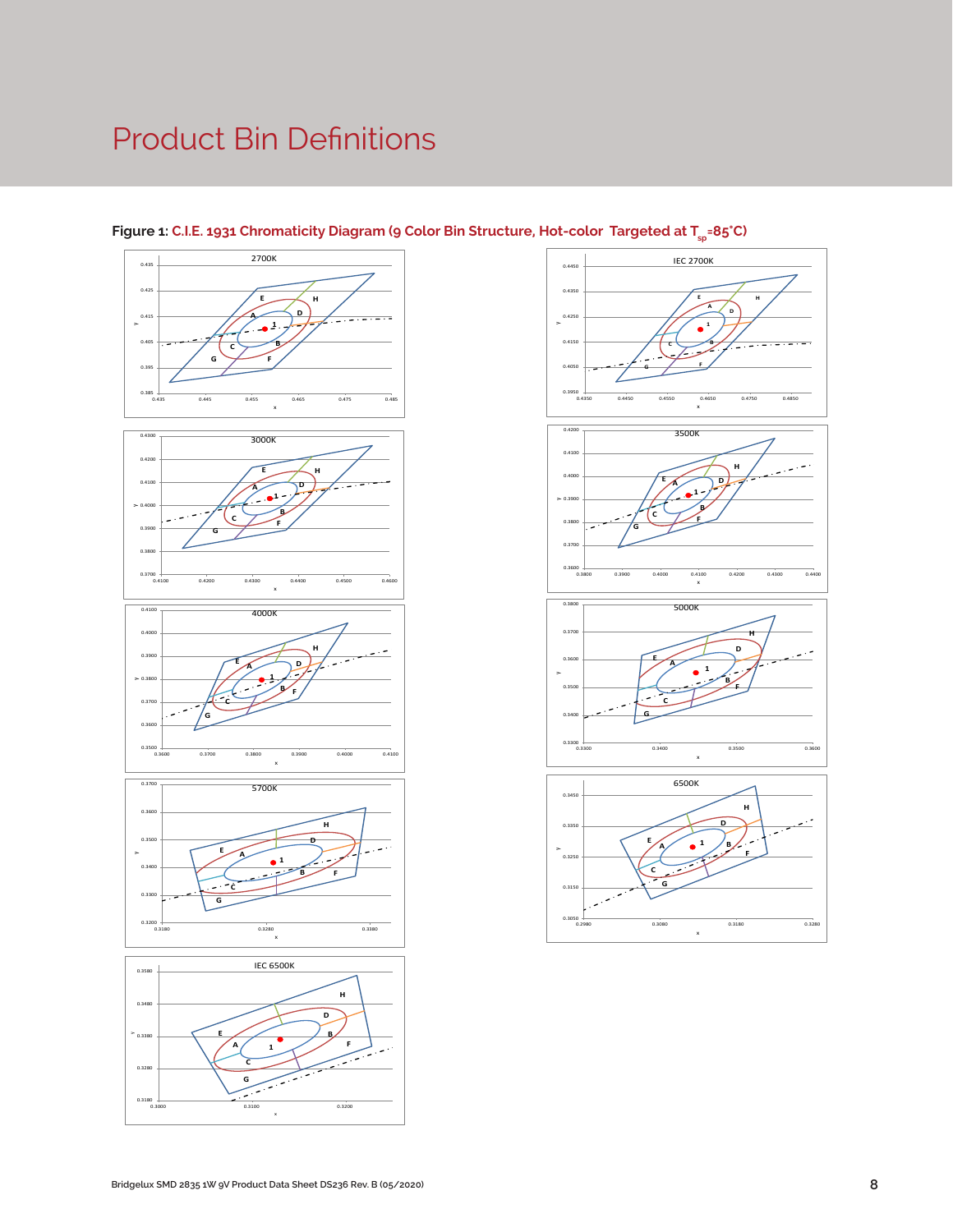# Product Bin Definitions

**Figure 1:** C.I.E. 1931 Chromaticity Diagram (9 Color Bin Structure, Hot-color Targeted at $T_{sp}$=85°C)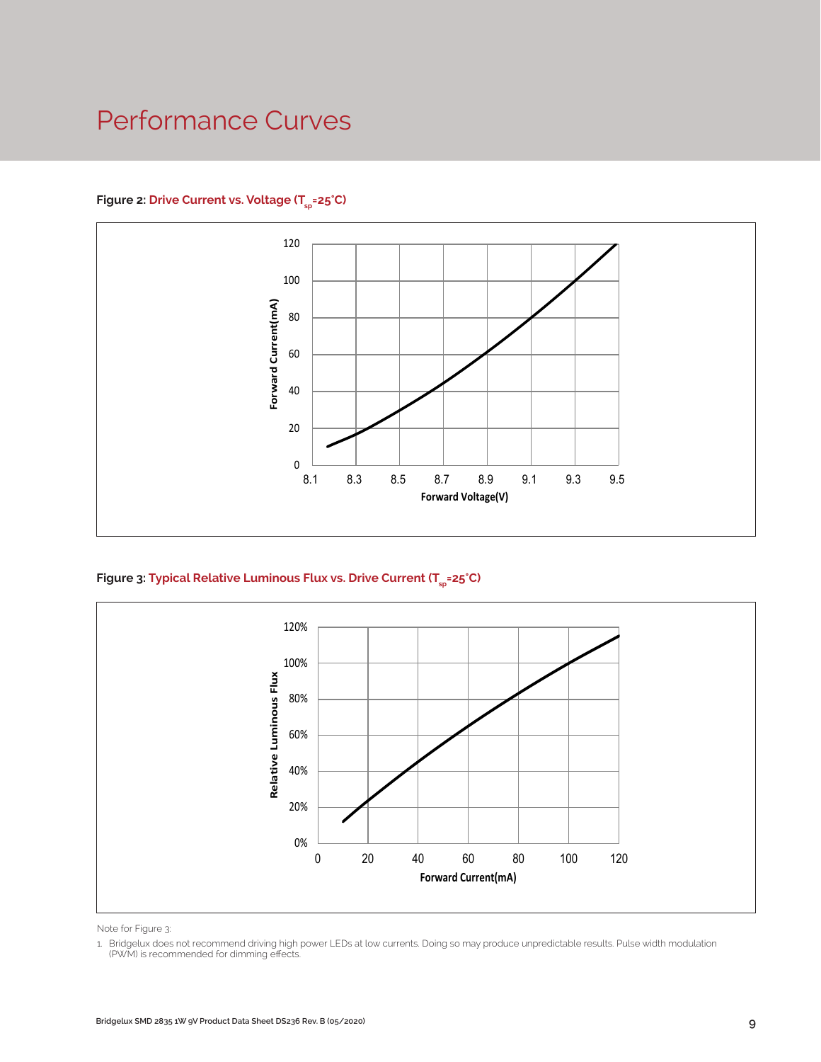# Performance Curves

**Figure 2: Drive Current vs. Voltage ($T_{sp}$=25°C)**

**Figure 3: Typical Relative Luminous Flux vs. Drive Current ($T_{sp}$=25°C)**

Note for Figure 3:

1. Bridgelux does not recommend driving high power LEDs at low currents. Doing so may produce unpredictable results. Pulse width modulation (PWM) is recommended for dimming effects.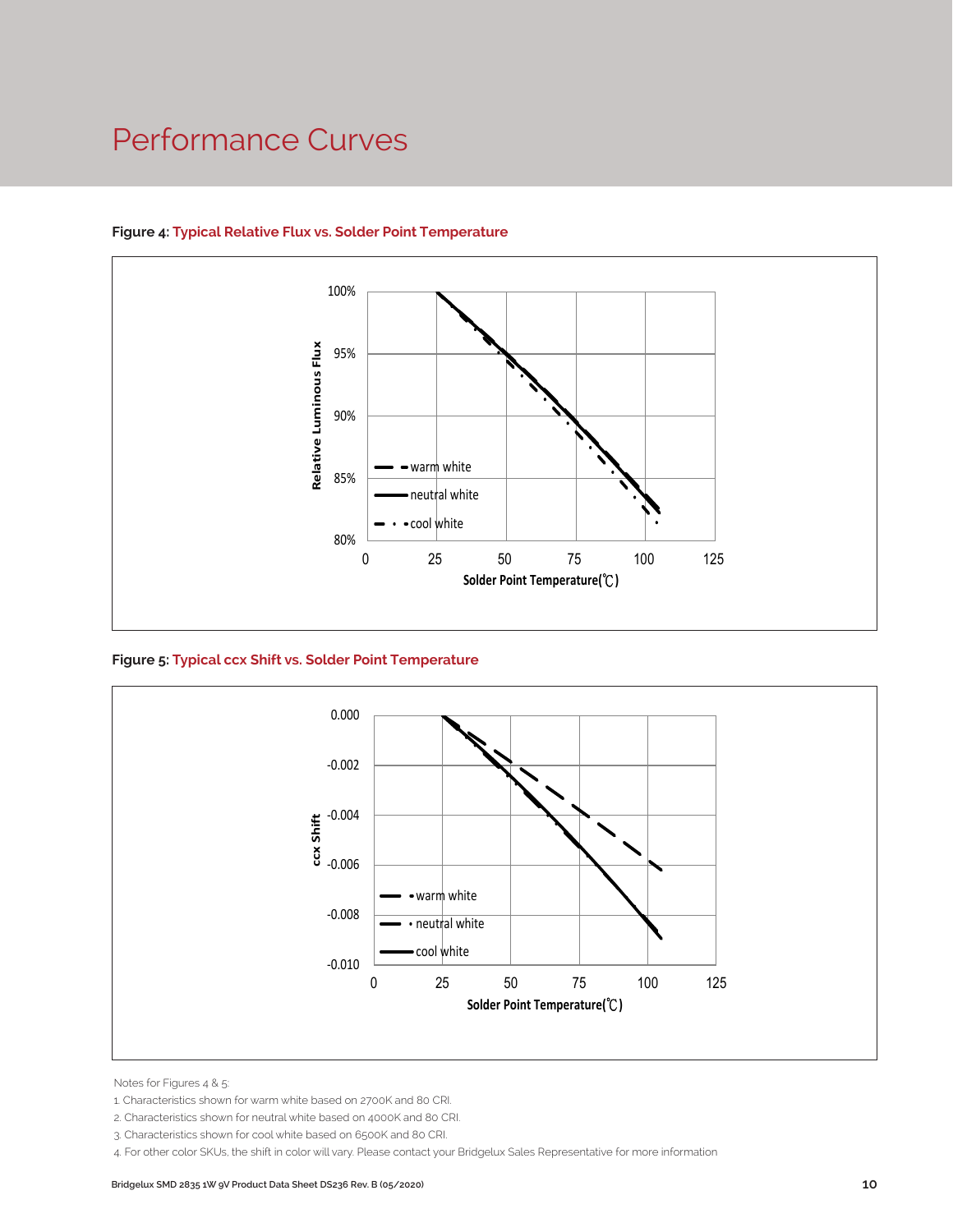# Performance Curves

**Figure 4: Typical Relative Flux vs. Solder Point Temperature**

**Figure 5: Typical ccx Shift vs. Solder Point Temperature**

Notes for Figures 4 & 5:

1. Characteristics shown for warm white based on 2700K and 80 CRI.
2. Characteristics shown for neutral white based on 4000K and 80 CRI.
3. Characteristics shown for cool white based on 6500K and 80 CRI.
4. For other color SKUs, the shift in color will vary. Please contact your Bridgelux Sales Representative for more information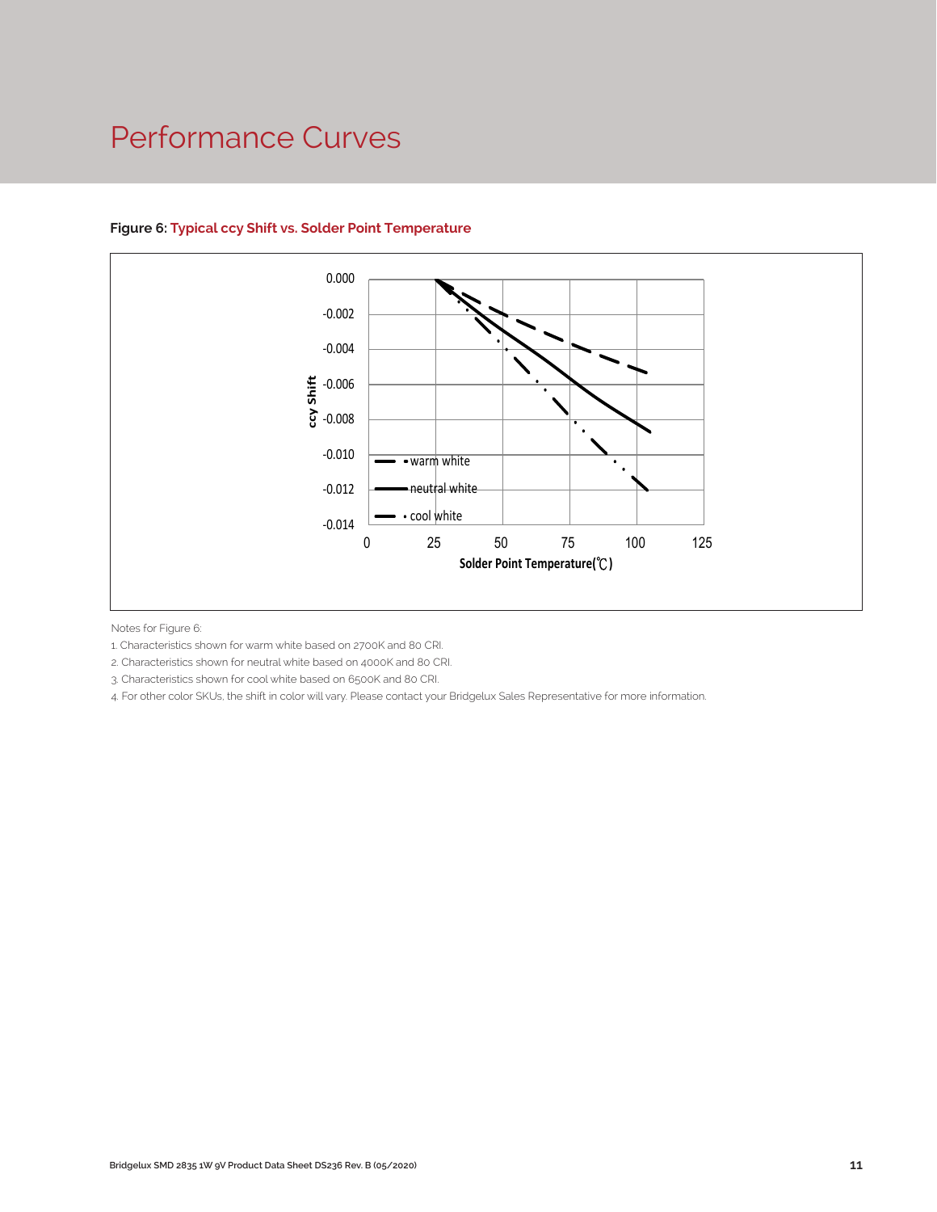# Performance Curves

**Figure 6: Typical ccy Shift vs. Solder Point Temperature**

Notes for Figure 6:

1. Characteristics shown for warm white based on 2700K and 80 CRI.
2. Characteristics shown for neutral white based on 4000K and 80 CRI.
3. Characteristics shown for cool white based on 6500K and 80 CRI.
4. For other color SKUs, the shift in color will vary. Please contact your Bridgelux Sales Representative for more information.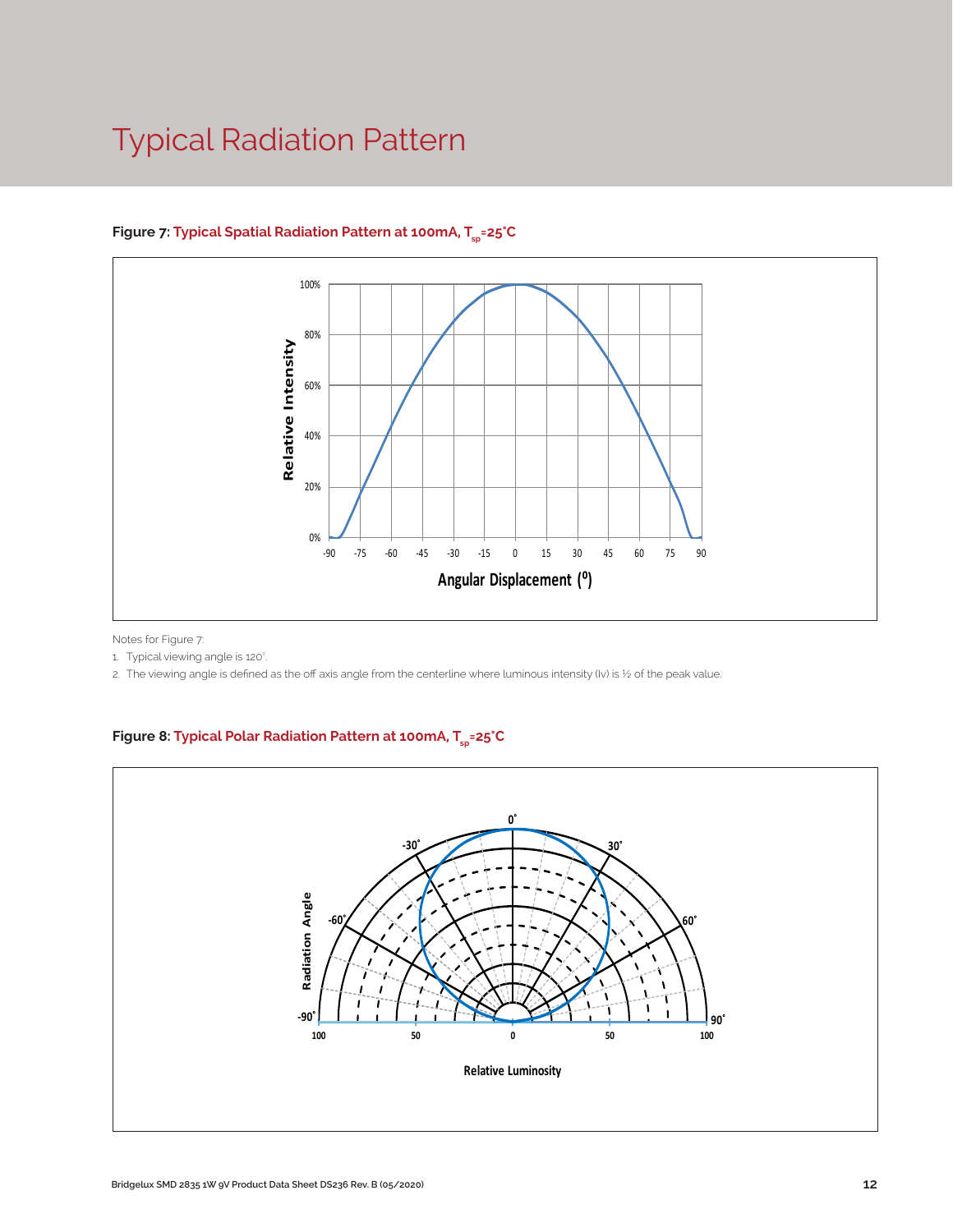# Typical Radiation Pattern

**Figure 7: Typical Spatial Radiation Pattern at 100mA, $T_{sp}$=25˚C**

Notes for Figure 7:

1. Typical viewing angle is 120˚.
2. The viewing angle is defined as the off axis angle from the centerline where luminous intensity (Iv) is ½ of the peak value.

**Figure 8: Typical Polar Radiation Pattern at 100mA, $T_{sp}$=25˚C**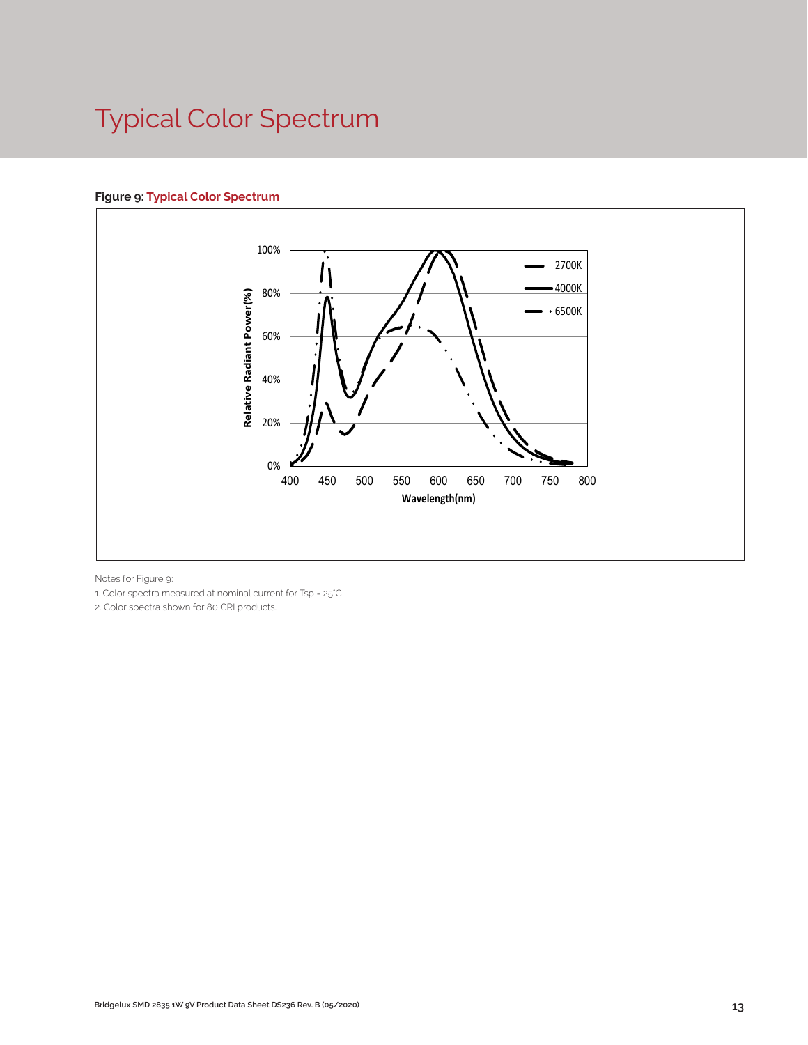# Typical Color Spectrum

**Figure 9: Typical Color Spectrum**

Notes for Figure 9:

1. Color spectra measured at nominal current for Tsp = 25°C
2. Color spectra shown for 80 CRI products.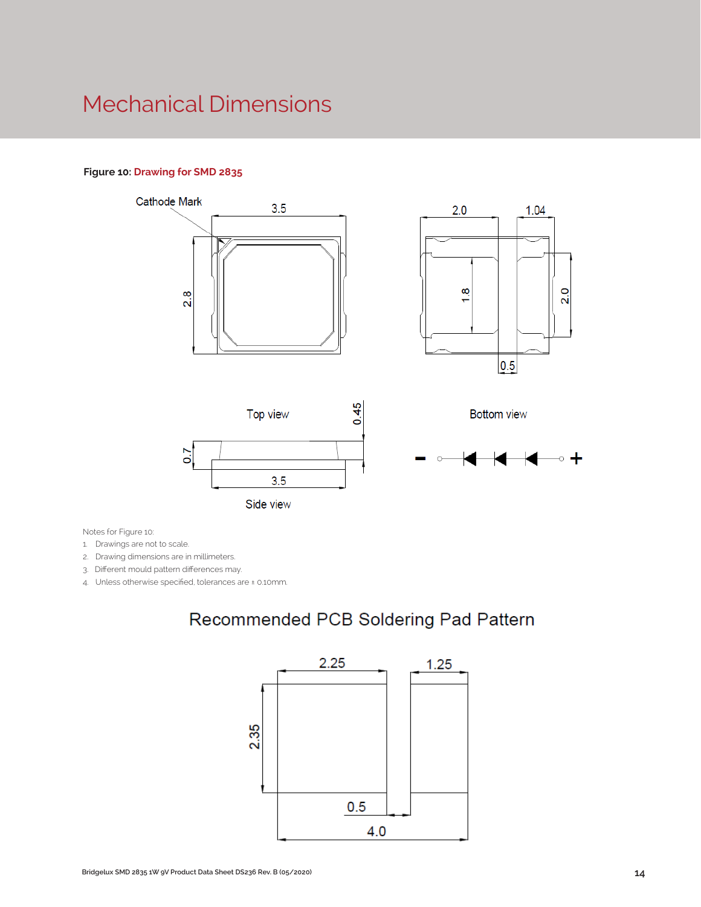# Mechanical Dimensions

**Figure 10: Drawing for SMD 2835**

Notes for Figure 10:

1. Drawings are not to scale.
2. Drawing dimensions are in millimeters.
3. Different mould pattern differences may.
4. Unless otherwise specified, tolerances are ± 0.10mm.

## Recommended PCB Soldering Pad Pattern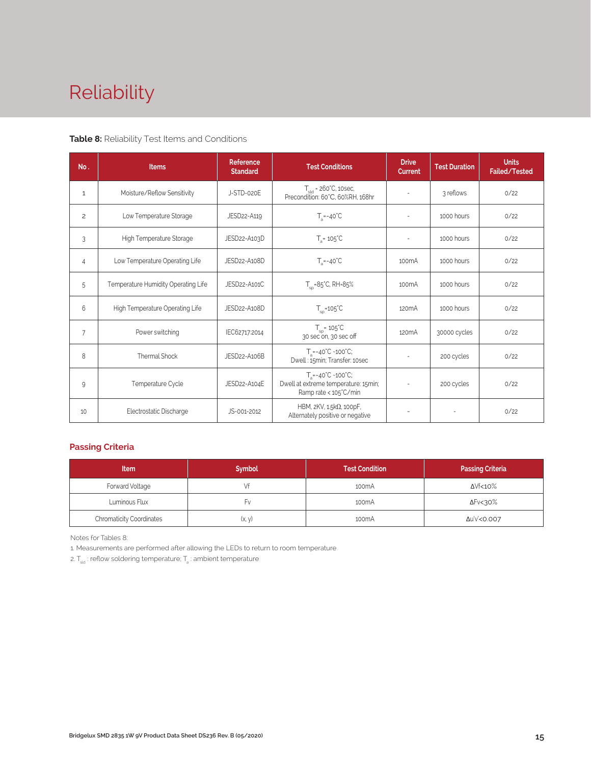# Reliability

**Table 8:** Reliability Test Items and Conditions

| No. | Items | Reference Standard | Test Conditions | Drive Current | Test Duration | Units Failed/Tested |
|---|---|---|---|---|---|---|
| 1 | Moisture/Reflow Sensitivity | J-STD-020E | $T_{sld}$ = 260°C, 10sec, Precondition: 60°C, 60%RH, 168hr | - | 3 reflows | 0/22 |
| 2 | Low Temperature Storage | JESD22-A119 | $T_a$=-40°C | - | 1000 hours | 0/22 |
| 3 | High Temperature Storage | JESD22-A103D | $T_a$= 105°C | - | 1000 hours | 0/22 |
| 4 | Low Temperature Operating Life | JESD22-A108D | $T_a$=-40°C | 100mA | 1000 hours | 0/22 |
| 5 | Temperature Humidity Operating Life | JESD22-A101C | $T_{sp}$=85°C, RH=85% | 100mA | 1000 hours | 0/22 |
| 6 | High Temperature Operating Life | JESD22-A108D | $T_{sp}$=105°C | 120mA | 1000 hours | 0/22 |
| 7 | Power switching | IEC62717:2014 | $T_{sp}$= 105°C 30 sec on, 30 sec off | 120mA | 30000 cycles | 0/22 |
| 8 | Thermal Shock | JESD22-A106B | $T_a$=-40°C ~100°C; Dwell : 15min; Transfer: 10sec | - | 200 cycles | 0/22 |
| 9 | Temperature Cycle | JESD22-A104E | $T_a$=-40°C ~100°C; Dwell at extreme temperature: 15min; Ramp rate < 105°C/min | - | 200 cycles | 0/22 |
| 10 | Electrostatic Discharge | JS-001-2012 | HBM, 2KV, 1.5kΩ, 100pF, Alternately positive or negative | - | - | 0/22 |

## Passing Criteria

| Item | Symbol | Test Condition | Passing Criteria |
|---|---|---|---|
| Forward Voltage | Vf | 100mA | ΔVf<10% |
| Luminous Flux | Fv | 100mA | ΔFv<30% |
| Chromaticity Coordinates | (x, y) | 100mA | Δu'v'<0.007 |

Notes for Tables 8:

1. Measurements are performed after allowing the LEDs to return to room temperature
2. $T_{sld}$ : reflow soldering temperature; $T_a$ : ambient temperature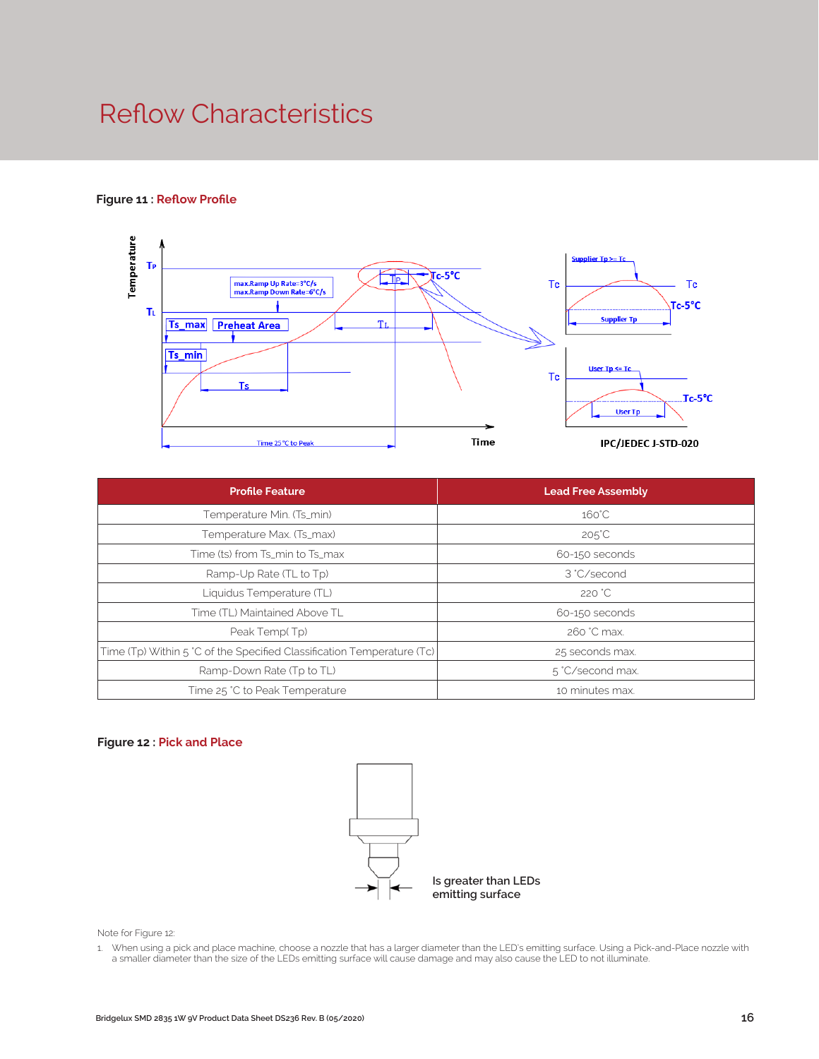# Reflow Characteristics

**Figure 11 :** Reflow Profile

| Profile Feature | Lead Free Assembly |
| --- | --- |
| Temperature Min. (Ts_min) | 160°C |
| Temperature Max. (Ts_max) | 205°C |
| Time (ts) from Ts_min to Ts_max | 60-150 seconds |
| Ramp-Up Rate (TL to Tp) | 3 °C/second |
| Liquidus Temperature (TL) | 220 °C |
| Time (TL) Maintained Above TL | 60-150 seconds |
| Peak Temp( Tp) | 260 °C max. |
| Time (Tp) Within 5 °C of the Specified Classification Temperature (Tc) | 25 seconds max. |
| Ramp-Down Rate (Tp to TL) | 5 °C/second max. |
| Time 25 °C to Peak Temperature | 10 minutes max. |

**Figure 12 :** Pick and Place

Is greater than LEDs emitting surface

Note for Figure 12:

1. When using a pick and place machine, choose a nozzle that has a larger diameter than the LED's emitting surface. Using a Pick-and-Place nozzle with a smaller diameter than the size of the LEDs emitting surface will cause damage and may also cause the LED to not illuminate.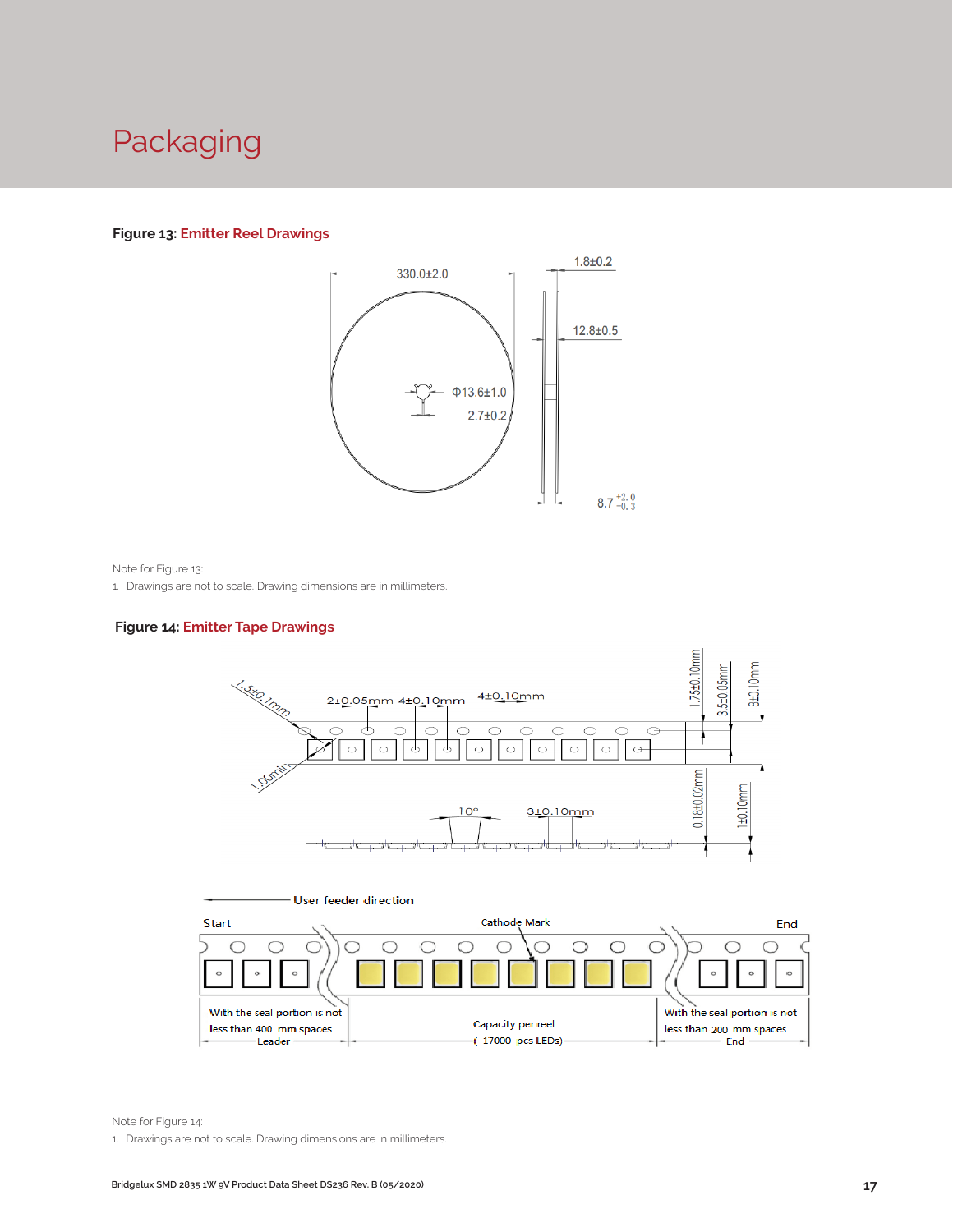# Packaging

**Figure 13: Emitter Reel Drawings**

Note for Figure 13:

1. Drawings are not to scale. Drawing dimensions are in millimeters.

**Figure 14: Emitter Tape Drawings**

Note for Figure 14:

1. Drawings are not to scale. Drawing dimensions are in millimeters.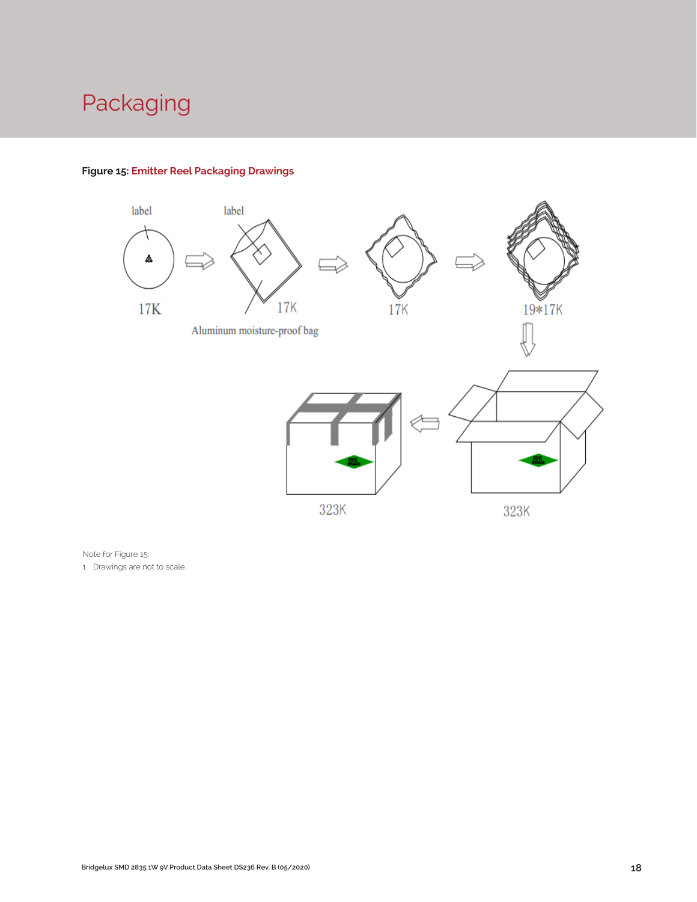# Packaging

**Figure 15: Emitter Reel Packaging Drawings**

label

label

17K

17K

Aluminum moisture-proof bag

17K

19*17K

323K

323K

Note for Figure 15:

1. Drawings are not to scale.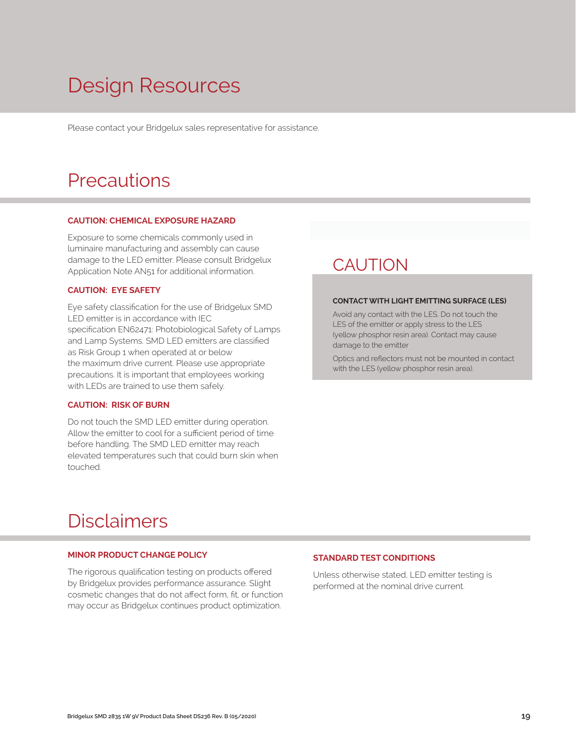# Design Resources

Please contact your Bridgelux sales representative for assistance.

# Precautions

**CAUTION: CHEMICAL EXPOSURE HAZARD**

Exposure to some chemicals commonly used in luminaire manufacturing and assembly can cause damage to the LED emitter. Please consult Bridgelux Application Note AN51 for additional information.

**CAUTION: EYE SAFETY**

Eye safety classification for the use of Bridgelux SMD LED emitter is in accordance with IEC specification EN62471: Photobiological Safety of Lamps and Lamp Systems. SMD LED emitters are classified as Risk Group 1 when operated at or below the maximum drive current. Please use appropriate precautions. It is important that employees working with LEDs are trained to use them safely.

**CAUTION: RISK OF BURN**

Do not touch the SMD LED emitter during operation. Allow the emitter to cool for a sufficient period of time before handling. The SMD LED emitter may reach elevated temperatures such that could burn skin when touched.

## CAUTION

**CONTACT WITH LIGHT EMITTING SURFACE (LES)**

Avoid any contact with the LES. Do not touch the LES of the emitter or apply stress to the LES (yellow phosphor resin area). Contact may cause damage to the emitter

Optics and reflectors must not be mounted in contact with the LES (yellow phosphor resin area).

# Disclaimers

**MINOR PRODUCT CHANGE POLICY**

The rigorous qualification testing on products offered by Bridgelux provides performance assurance. Slight cosmetic changes that do not affect form, fit, or function may occur as Bridgelux continues product optimization.

**STANDARD TEST CONDITIONS**

Unless otherwise stated, LED emitter testing is performed at the nominal drive current.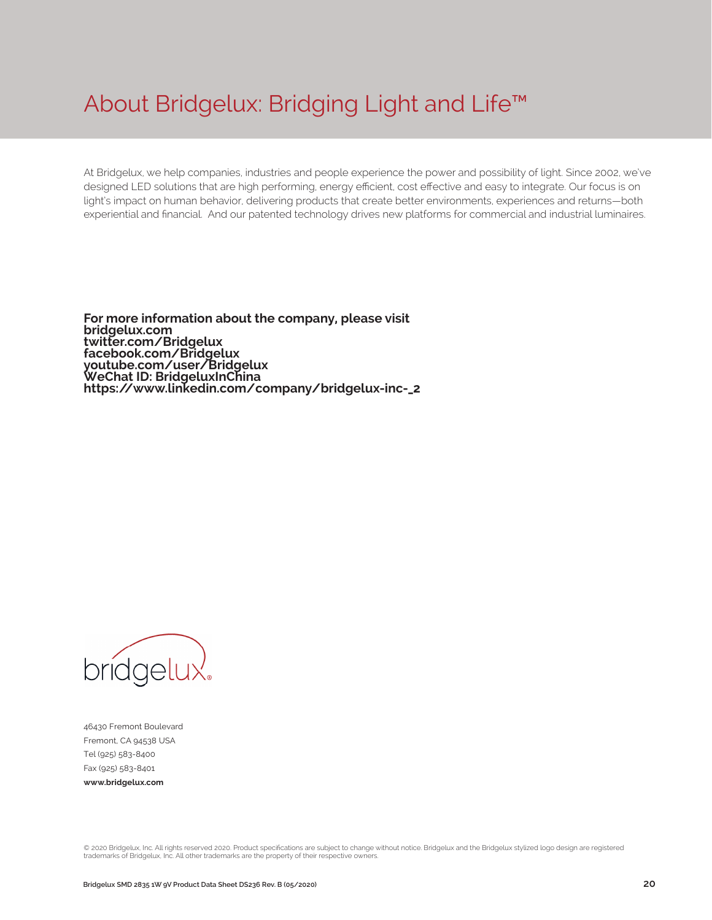# About Bridgelux: Bridging Light and Life™

At Bridgelux, we help companies, industries and people experience the power and possibility of light. Since 2002, we've designed LED solutions that are high performing, energy efficient, cost effective and easy to integrate. Our focus is on light's impact on human behavior, delivering products that create better environments, experiences and returns—both experiential and financial. And our patented technology drives new platforms for commercial and industrial luminaires.

**For more information about the company, please visit**
**bridgelux.com**
**twitter.com/Bridgelux**
**facebook.com/Bridgelux**
**youtube.com/user/Bridgelux**
**WeChat ID: BridgeluxInChina**
**https://www.linkedin.com/company/bridgelux-inc-_2**

46430 Fremont Boulevard
Fremont, CA 94538 USA
Tel (925) 583-8400
Fax (925) 583-8401
**www.bridgelux.com**

© 2020 Bridgelux, Inc. All rights reserved 2020. Product specifications are subject to change without notice. Bridgelux and the Bridgelux stylized logo design are registered trademarks of Bridgelux, Inc. All other trademarks are the property of their respective owners.